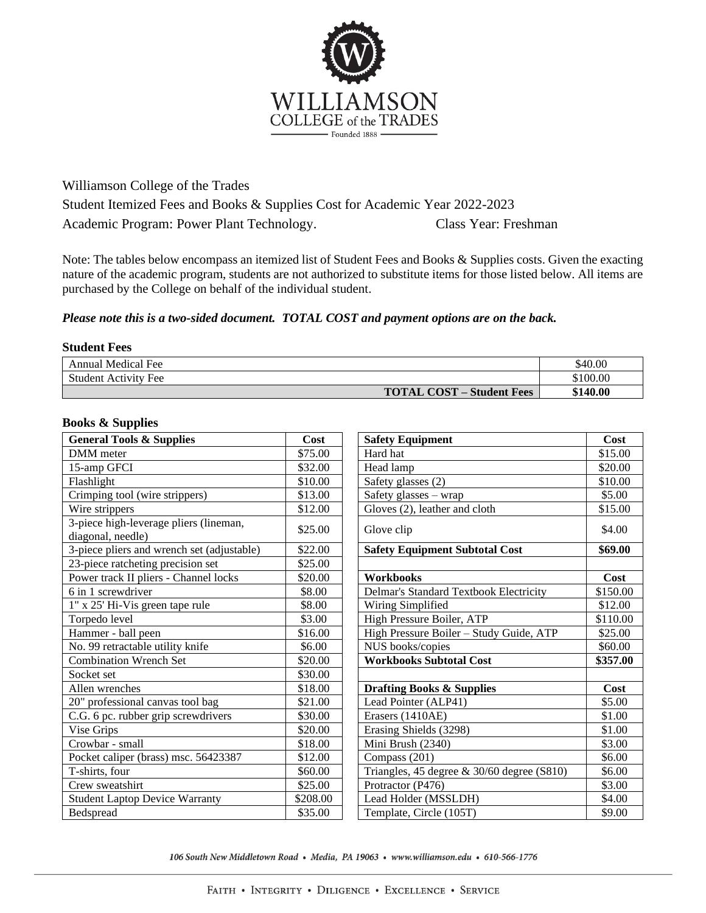Williamson College of the Trades

Student Itemized Fees and Books & Supplies Cost for Academic Year 2022-2023

Academic Program: Power Plant Technology. Class Year: Freshman

Note: The tables below encompass an itemized list of Student Fees and Books & Supplies costs. Given the exacting nature of the academic program, students are not authorized to substitute items for those listed below. All items are purchased by the College on behalf of the individual student.

***Please note this is a two-sided document. TOTAL COST and payment options are on the back.***

**Student Fees**

| | |
|---|---|
| Annual Medical Fee | $40.00 |
| Student Activity Fee | $100.00 |
| **TOTAL COST – Student Fees** | **$140.00** |

**Books & Supplies**

| General Tools & Supplies | Cost |
|---|---|
| DMM meter | $75.00 |
| 15-amp GFCI | $32.00 |
| Flashlight | $10.00 |
| Crimping tool (wire strippers) | $13.00 |
| Wire strippers | $12.00 |
| 3-piece high-leverage pliers (lineman, diagonal, needle) | $25.00 |
| 3-piece pliers and wrench set (adjustable) | $22.00 |
| 23-piece ratcheting precision set | $25.00 |
| Power track II pliers - Channel locks | $20.00 |
| 6 in 1 screwdriver | $8.00 |
| 1" x 25' Hi-Vis green tape rule | $8.00 |
| Torpedo level | $3.00 |
| Hammer - ball peen | $16.00 |
| No. 99 retractable utility knife | $6.00 |
| Combination Wrench Set | $20.00 |
| Socket set | $30.00 |
| Allen wrenches | $18.00 |
| 20" professional canvas tool bag | $21.00 |
| C.G. 6 pc. rubber grip screwdrivers | $30.00 |
| Vise Grips | $20.00 |
| Crowbar - small | $18.00 |
| Pocket caliper (brass) msc. 56423387 | $12.00 |
| T-shirts, four | $60.00 |
| Crew sweatshirt | $25.00 |
| Student Laptop Device Warranty | $208.00 |
| Bedspread | $35.00 |

| Safety Equipment | Cost |
|---|---|
| Hard hat | $15.00 |
| Head lamp | $20.00 |
| Safety glasses (2) | $10.00 |
| Safety glasses – wrap | $5.00 |
| Gloves (2), leather and cloth | $15.00 |
| Glove clip | $4.00 |
| **Safety Equipment Subtotal Cost** | **$69.00** |

| Workbooks | Cost |
|---|---|
| Delmar's Standard Textbook Electricity | $150.00 |
| Wiring Simplified | $12.00 |
| High Pressure Boiler, ATP | $110.00 |
| High Pressure Boiler – Study Guide, ATP | $25.00 |
| NUS books/copies | $60.00 |
| **Workbooks Subtotal Cost** | **$357.00** |

| Drafting Books & Supplies | Cost |
|---|---|
| Lead Pointer (ALP41) | $5.00 |
| Erasers (1410AE) | $1.00 |
| Erasing Shields (3298) | $1.00 |
| Mini Brush (2340) | $3.00 |
| Compass (201) | $6.00 |
| Triangles, 45 degree & 30/60 degree (S810) | $6.00 |
| Protractor (P476) | $3.00 |
| Lead Holder (MSSLDH) | $4.00 |
| Template, Circle (105T) | $9.00 |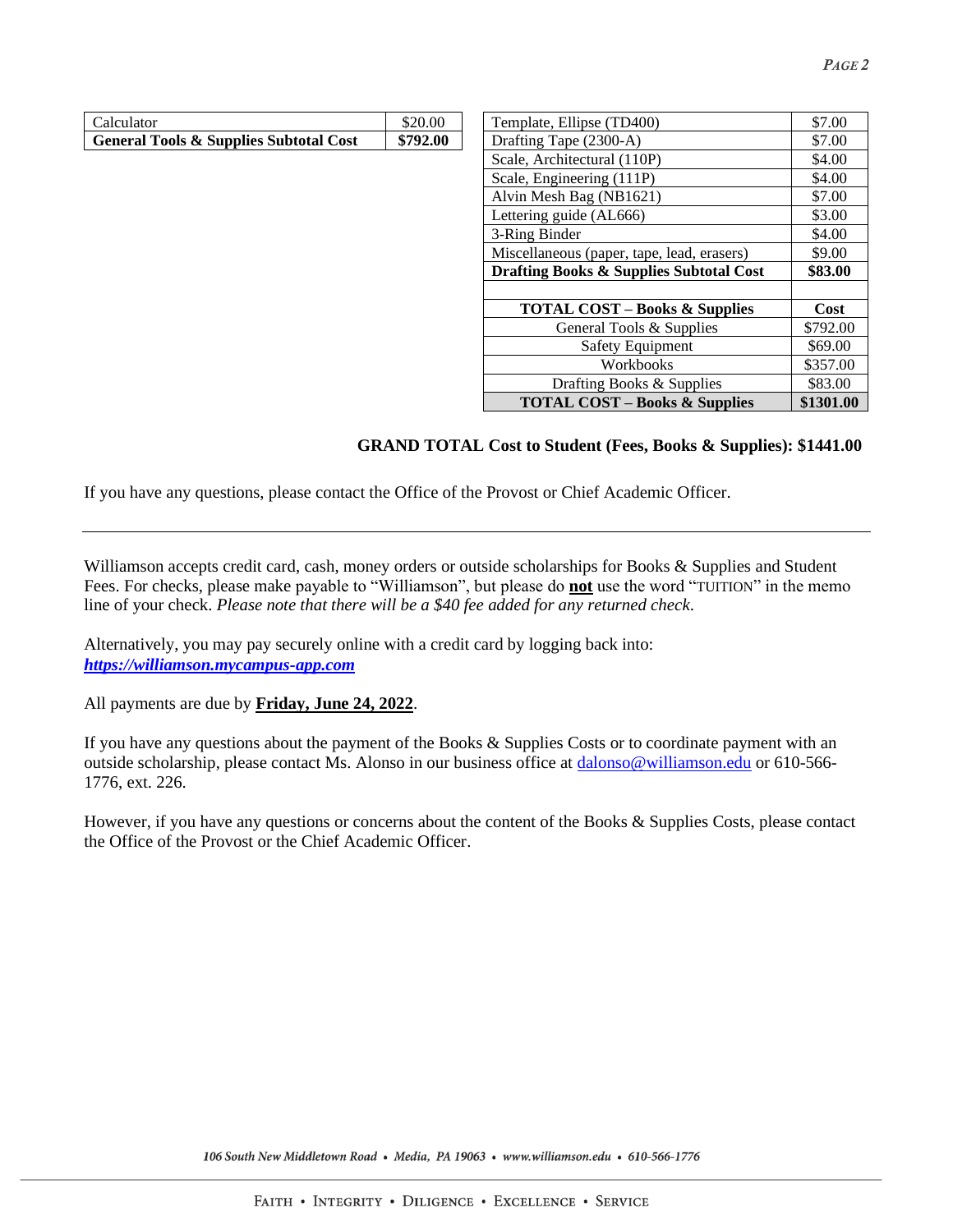| | |
|---|---|
| Calculator | $20.00 |
| **General Tools & Supplies Subtotal Cost** | **$792.00** |

| | |
|---|---|
| Template, Ellipse (TD400) | $7.00 |
| Drafting Tape (2300-A) | $7.00 |
| Scale, Architectural (110P) | $4.00 |
| Scale, Engineering (111P) | $4.00 |
| Alvin Mesh Bag (NB1621) | $7.00 |
| Lettering guide (AL666) | $3.00 |
| 3-Ring Binder | $4.00 |
| Miscellaneous (paper, tape, lead, erasers) | $9.00 |
| **Drafting Books & Supplies Subtotal Cost** | **$83.00** |

| **TOTAL COST – Books & Supplies** | **Cost** |
|---|---|
| General Tools & Supplies | $792.00 |
| Safety Equipment | $69.00 |
| Workbooks | $357.00 |
| Drafting Books & Supplies | $83.00 |
| **TOTAL COST – Books & Supplies** | **$1301.00** |

**GRAND TOTAL Cost to Student (Fees, Books & Supplies): $1441.00**

If you have any questions, please contact the Office of the Provost or Chief Academic Officer.

---

Williamson accepts credit card, cash, money orders or outside scholarships for Books & Supplies and Student Fees. For checks, please make payable to "Williamson", but please do **not** use the word "TUITION" in the memo line of your check. *Please note that there will be a $40 fee added for any returned check.*

Alternatively, you may pay securely online with a credit card by logging back into: ***https://williamson.mycampus-app.com***

All payments are due by **Friday, June 24, 2022**.

If you have any questions about the payment of the Books & Supplies Costs or to coordinate payment with an outside scholarship, please contact Ms. Alonso in our business office at dalonso@williamson.edu or 610-566-1776, ext. 226.

However, if you have any questions or concerns about the content of the Books & Supplies Costs, please contact the Office of the Provost or the Chief Academic Officer.